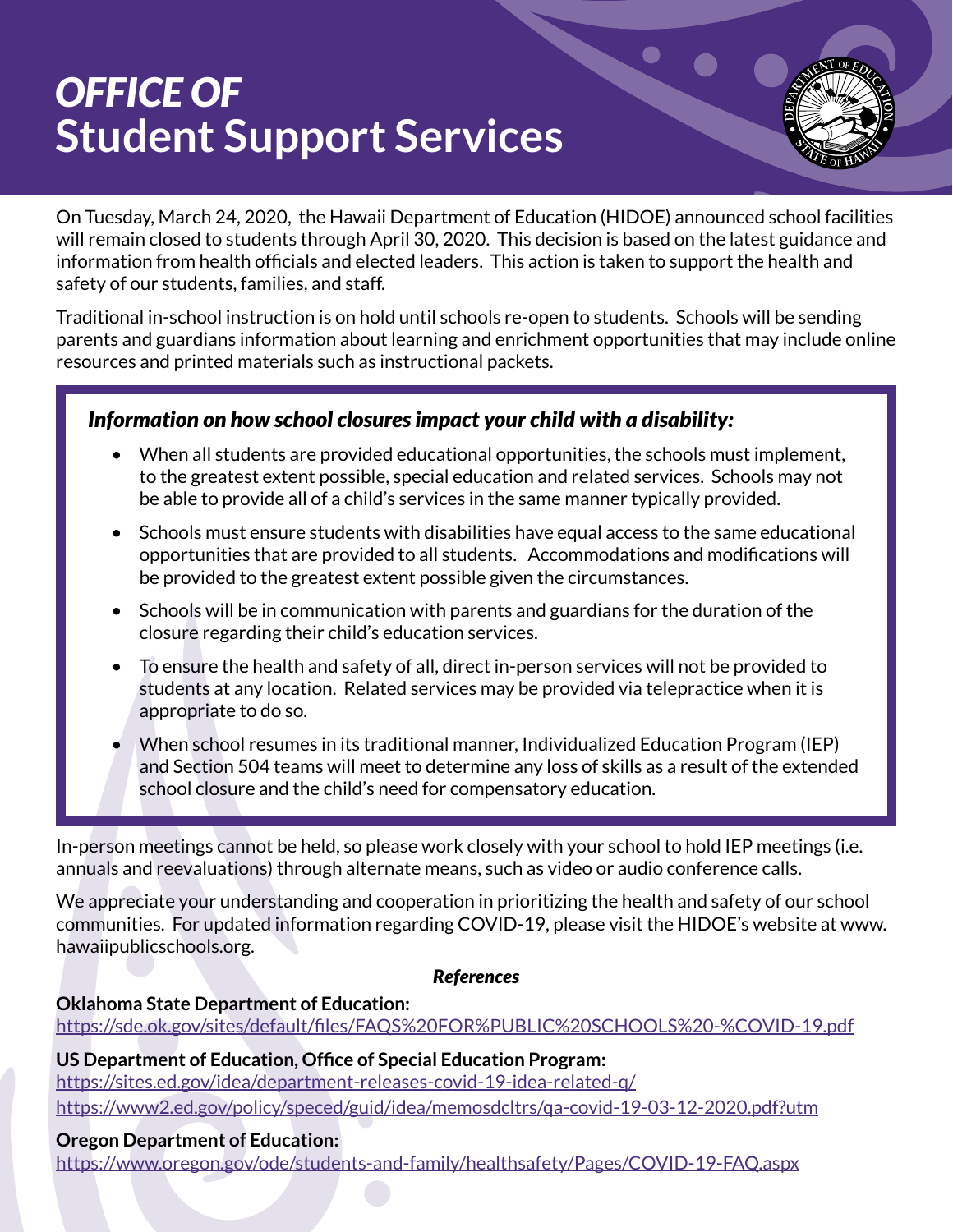# *OFFICE OF*
# Student Support Services

On Tuesday, March 24, 2020, the Hawaii Department of Education (HIDOE) announced school facilities will remain closed to students through April 30, 2020. This decision is based on the latest guidance and information from health officials and elected leaders. This action is taken to support the health and safety of our students, families, and staff.

Traditional in-school instruction is on hold until schools re-open to students. Schools will be sending parents and guardians information about learning and enrichment opportunities that may include online resources and printed materials such as instructional packets.

### *Information on how school closures impact your child with a disability:*

- When all students are provided educational opportunities, the schools must implement, to the greatest extent possible, special education and related services. Schools may not be able to provide all of a child's services in the same manner typically provided.
- Schools must ensure students with disabilities have equal access to the same educational opportunities that are provided to all students. Accommodations and modifications will be provided to the greatest extent possible given the circumstances.
- Schools will be in communication with parents and guardians for the duration of the closure regarding their child's education services.
- To ensure the health and safety of all, direct in-person services will not be provided to students at any location. Related services may be provided via telepractice when it is appropriate to do so.
- When school resumes in its traditional manner, Individualized Education Program (IEP) and Section 504 teams will meet to determine any loss of skills as a result of the extended school closure and the child's need for compensatory education.

In-person meetings cannot be held, so please work closely with your school to hold IEP meetings (i.e. annuals and reevaluations) through alternate means, such as video or audio conference calls.

We appreciate your understanding and cooperation in prioritizing the health and safety of our school communities. For updated information regarding COVID-19, please visit the HIDOE's website at www.hawaiipublicschools.org.

***References***

**Oklahoma State Department of Education:**
https://sde.ok.gov/sites/default/files/FAQS%20FOR%PUBLIC%20SCHOOLS%20-%COVID-19.pdf

**US Department of Education, Office of Special Education Program:**
https://sites.ed.gov/idea/department-releases-covid-19-idea-related-q/
https://www2.ed.gov/policy/speced/guid/idea/memosdcltrs/qa-covid-19-03-12-2020.pdf?utm

**Oregon Department of Education:**
https://www.oregon.gov/ode/students-and-family/healthsafety/Pages/COVID-19-FAQ.aspx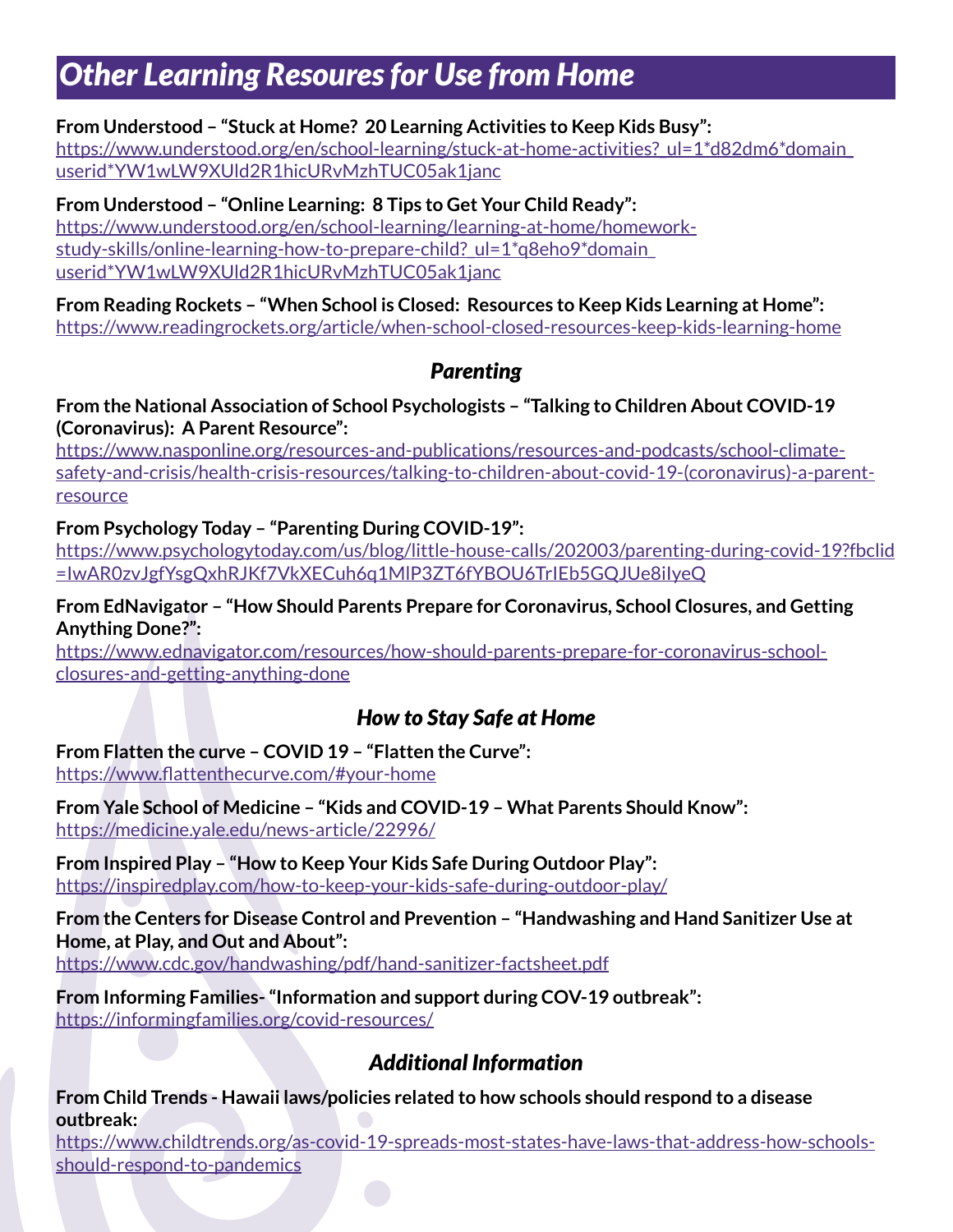# *Other Learning Resoures for Use from Home*

**From Understood – "Stuck at Home? 20 Learning Activities to Keep Kids Busy":**
https://www.understood.org/en/school-learning/stuck-at-home-activities?_ul=1*d82dm6*domain_userid*YW1wLW9XUld2R1hicURvMzhTUC05ak1janc

**From Understood – "Online Learning: 8 Tips to Get Your Child Ready":**
https://www.understood.org/en/school-learning/learning-at-home/homework-study-skills/online-learning-how-to-prepare-child?_ul=1*q8eho9*domain_userid*YW1wLW9XUld2R1hicURvMzhTUC05ak1janc

**From Reading Rockets – "When School is Closed: Resources to Keep Kids Learning at Home":**
https://www.readingrockets.org/article/when-school-closed-resources-keep-kids-learning-home

## *Parenting*

**From the National Association of School Psychologists – "Talking to Children About COVID-19 (Coronavirus): A Parent Resource":**
https://www.nasponline.org/resources-and-publications/resources-and-podcasts/school-climate-safety-and-crisis/health-crisis-resources/talking-to-children-about-covid-19-(coronavirus)-a-parent-resource

**From Psychology Today – "Parenting During COVID-19":**
https://www.psychologytoday.com/us/blog/little-house-calls/202003/parenting-during-covid-19?fbclid=IwAR0zvJgfYsgQxhRJKf7VkXECuh6q1MlP3ZT6fYBOU6TrIEb5GQJUe8iIyeQ

**From EdNavigator – "How Should Parents Prepare for Coronavirus, School Closures, and Getting Anything Done?":**
https://www.ednavigator.com/resources/how-should-parents-prepare-for-coronavirus-school-closures-and-getting-anything-done

## *How to Stay Safe at Home*

**From Flatten the curve – COVID 19 – "Flatten the Curve":**
https://www.flattenthecurve.com/#your-home

**From Yale School of Medicine – "Kids and COVID-19 – What Parents Should Know":**
https://medicine.yale.edu/news-article/22996/

**From Inspired Play – "How to Keep Your Kids Safe During Outdoor Play":**
https://inspiredplay.com/how-to-keep-your-kids-safe-during-outdoor-play/

**From the Centers for Disease Control and Prevention – "Handwashing and Hand Sanitizer Use at Home, at Play, and Out and About":**
https://www.cdc.gov/handwashing/pdf/hand-sanitizer-factsheet.pdf

**From Informing Families- "Information and support during COV-19 outbreak":**
https://informingfamilies.org/covid-resources/

## *Additional Information*

**From Child Trends - Hawaii laws/policies related to how schools should respond to a disease outbreak:**
https://www.childtrends.org/as-covid-19-spreads-most-states-have-laws-that-address-how-schools-should-respond-to-pandemics